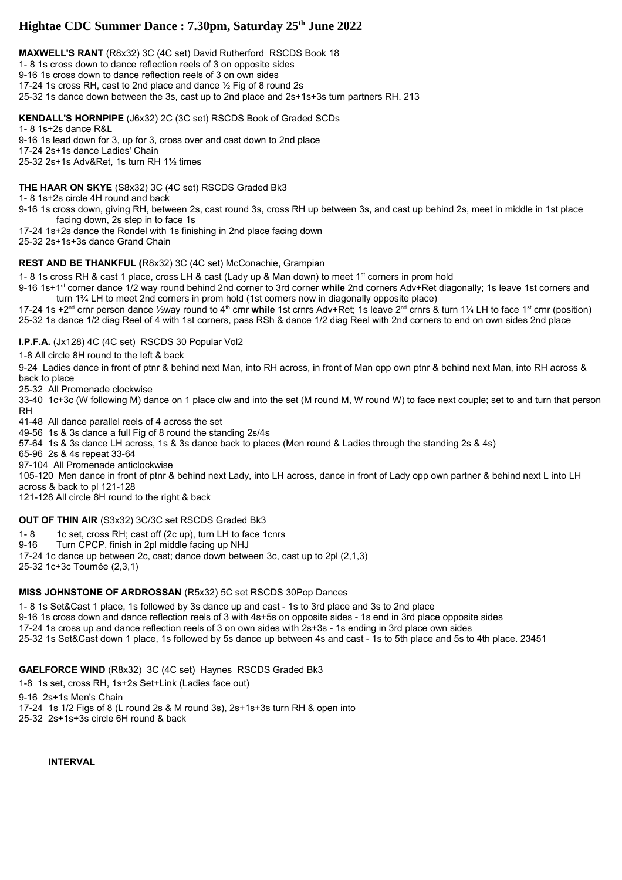# Hightae CDC Summer Dance : 7.30pm, Saturday 25th June 2022

**MAXWELL'S RANT** (R8x32) 3C (4C set) David Rutherford RSCDS Book 18

1- 8 1s cross down to dance reflection reels of 3 on opposite sides
9-16 1s cross down to dance reflection reels of 3 on own sides
17-24 1s cross RH, cast to 2nd place and dance ½ Fig of 8 round 2s
25-32 1s dance down between the 3s, cast up to 2nd place and 2s+1s+3s turn partners RH. 213

**KENDALL'S HORNPIPE** (J6x32) 2C (3C set) RSCDS Book of Graded SCDs

1- 8 1s+2s dance R&L
9-16 1s lead down for 3, up for 3, cross over and cast down to 2nd place
17-24 2s+1s dance Ladies' Chain
25-32 2s+1s Adv&Ret, 1s turn RH 1½ times

**THE HAAR ON SKYE** (S8x32) 3C (4C set) RSCDS Graded Bk3

1- 8 1s+2s circle 4H round and back
9-16 1s cross down, giving RH, between 2s, cast round 3s, cross RH up between 3s, and cast up behind 2s, meet in middle in 1st place facing down, 2s step in to face 1s
17-24 1s+2s dance the Rondel with 1s finishing in 2nd place facing down
25-32 2s+1s+3s dance Grand Chain

**REST AND BE THANKFUL (**R8x32) 3C (4C set) McConachie, Grampian

1- 8 1s cross RH & cast 1 place, cross LH & cast (Lady up & Man down) to meet 1st corners in prom hold
9-16 1s+1st corner dance 1/2 way round behind 2nd corner to 3rd corner **while** 2nd corners Adv+Ret diagonally; 1s leave 1st corners and turn 1¾ LH to meet 2nd corners in prom hold (1st corners now in diagonally opposite place)
17-24 1s +2nd crnr person dance ½way round to 4th crnr **while** 1st crnrs Adv+Ret; 1s leave 2nd crnrs & turn 1¼ LH to face 1st crnr (position)
25-32 1s dance 1/2 diag Reel of 4 with 1st corners, pass RSh & dance 1/2 diag Reel with 2nd corners to end on own sides 2nd place

**I.P.F.A.** (Jx128) 4C (4C set) RSCDS 30 Popular Vol2

1-8 All circle 8H round to the left & back
9-24 Ladies dance in front of ptnr & behind next Man, into RH across, in front of Man opp own ptnr & behind next Man, into RH across & back to place
25-32 All Promenade clockwise
33-40 1c+3c (W following M) dance on 1 place clw and into the set (M round M, W round W) to face next couple; set to and turn that person RH
41-48 All dance parallel reels of 4 across the set
49-56 1s & 3s dance a full Fig of 8 round the standing 2s/4s
57-64 1s & 3s dance LH across, 1s & 3s dance back to places (Men round & Ladies through the standing 2s & 4s)
65-96 2s & 4s repeat 33-64
97-104 All Promenade anticlockwise
105-120 Men dance in front of ptnr & behind next Lady, into LH across, dance in front of Lady opp own partner & behind next L into LH across & back to pl 121-128
121-128 All circle 8H round to the right & back

**OUT OF THIN AIR** (S3x32) 3C/3C set RSCDS Graded Bk3

1- 8 1c set, cross RH; cast off (2c up), turn LH to face 1cnrs
9-16 Turn CPCP, finish in 2pl middle facing up NHJ
17-24 1c dance up between 2c, cast; dance down between 3c, cast up to 2pl (2,1,3)
25-32 1c+3c Tournée (2,3,1)

**MISS JOHNSTONE OF ARDROSSAN** (R5x32) 5C set RSCDS 30Pop Dances

1- 8 1s Set&Cast 1 place, 1s followed by 3s dance up and cast - 1s to 3rd place and 3s to 2nd place
9-16 1s cross down and dance reflection reels of 3 with 4s+5s on opposite sides - 1s end in 3rd place opposite sides
17-24 1s cross up and dance reflection reels of 3 on own sides with 2s+3s - 1s ending in 3rd place own sides
25-32 1s Set&Cast down 1 place, 1s followed by 5s dance up between 4s and cast - 1s to 5th place and 5s to 4th place. 23451

**GAELFORCE WIND** (R8x32) 3C (4C set) Haynes RSCDS Graded Bk3

1-8 1s set, cross RH, 1s+2s Set+Link (Ladies face out)
9-16 2s+1s Men's Chain
17-24 1s 1/2 Figs of 8 (L round 2s & M round 3s), 2s+1s+3s turn RH & open into
25-32 2s+1s+3s circle 6H round & back

**INTERVAL**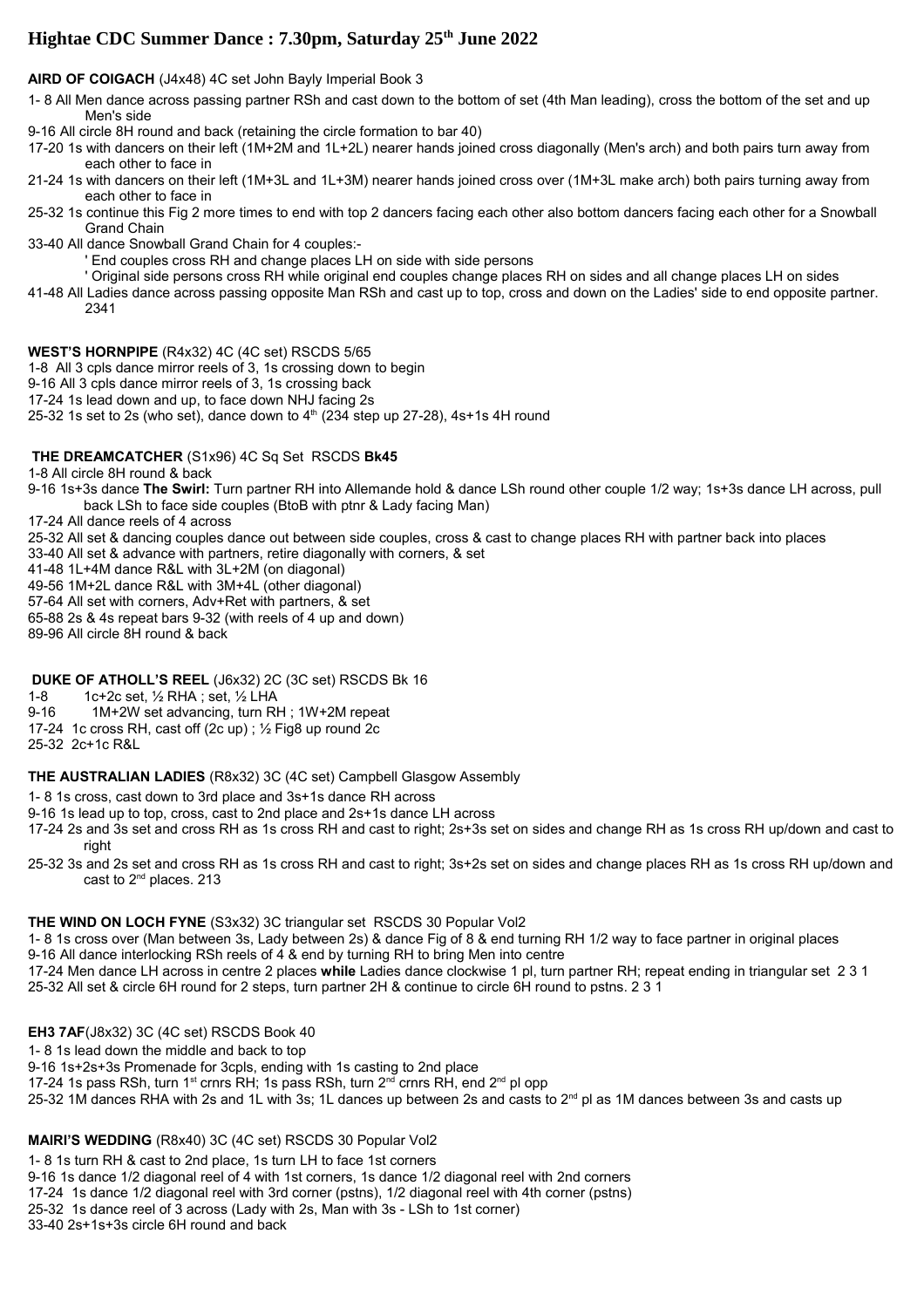# Hightae CDC Summer Dance : 7.30pm, Saturday 25th June 2022

**AIRD OF COIGACH** (J4x48) 4C set John Bayly Imperial Book 3

1- 8 All Men dance across passing partner RSh and cast down to the bottom of set (4th Man leading), cross the bottom of the set and up Men's side
9-16 All circle 8H round and back (retaining the circle formation to bar 40)
17-20 1s with dancers on their left (1M+2M and 1L+2L) nearer hands joined cross diagonally (Men's arch) and both pairs turn away from each other to face in
21-24 1s with dancers on their left (1M+3L and 1L+3M) nearer hands joined cross over (1M+3L make arch) both pairs turning away from each other to face in
25-32 1s continue this Fig 2 more times to end with top 2 dancers facing each other also bottom dancers facing each other for a Snowball Grand Chain
33-40 All dance Snowball Grand Chain for 4 couples:-
' End couples cross RH and change places LH on side with side persons
' Original side persons cross RH while original end couples change places RH on sides and all change places LH on sides
41-48 All Ladies dance across passing opposite Man RSh and cast up to top, cross and down on the Ladies' side to end opposite partner. 2341

**WEST'S HORNPIPE** (R4x32) 4C (4C set) RSCDS 5/65

1-8 All 3 cpls dance mirror reels of 3, 1s crossing down to begin
9-16 All 3 cpls dance mirror reels of 3, 1s crossing back
17-24 1s lead down and up, to face down NHJ facing 2s
25-32 1s set to 2s (who set), dance down to 4th (234 step up 27-28), 4s+1s 4H round

**THE DREAMCATCHER** (S1x96) 4C Sq Set RSCDS **Bk45**

1-8 All circle 8H round & back
9-16 1s+3s dance **The Swirl:** Turn partner RH into Allemande hold & dance LSh round other couple 1/2 way; 1s+3s dance LH across, pull back LSh to face side couples (BtoB with ptnr & Lady facing Man)
17-24 All dance reels of 4 across
25-32 All set & dancing couples dance out between side couples, cross & cast to change places RH with partner back into places
33-40 All set & advance with partners, retire diagonally with corners, & set
41-48 1L+4M dance R&L with 3L+2M (on diagonal)
49-56 1M+2L dance R&L with 3M+4L (other diagonal)
57-64 All set with corners, Adv+Ret with partners, & set
65-88 2s & 4s repeat bars 9-32 (with reels of 4 up and down)
89-96 All circle 8H round & back

**DUKE OF ATHOLL'S REEL** (J6x32) 2C (3C set) RSCDS Bk 16

1-8 1c+2c set, ½ RHA ; set, ½ LHA
9-16 1M+2W set advancing, turn RH ; 1W+2M repeat
17-24 1c cross RH, cast off (2c up) ; ½ Fig8 up round 2c
25-32 2c+1c R&L

**THE AUSTRALIAN LADIES** (R8x32) 3C (4C set) Campbell Glasgow Assembly

1- 8 1s cross, cast down to 3rd place and 3s+1s dance RH across
9-16 1s lead up to top, cross, cast to 2nd place and 2s+1s dance LH across
17-24 2s and 3s set and cross RH as 1s cross RH and cast to right; 2s+3s set on sides and change RH as 1s cross RH up/down and cast to right
25-32 3s and 2s set and cross RH as 1s cross RH and cast to right; 3s+2s set on sides and change places RH as 1s cross RH up/down and cast to 2nd places. 213

**THE WIND ON LOCH FYNE** (S3x32) 3C triangular set RSCDS 30 Popular Vol2

1- 8 1s cross over (Man between 3s, Lady between 2s) & dance Fig of 8 & end turning RH 1/2 way to face partner in original places
9-16 All dance interlocking RSh reels of 4 & end by turning RH to bring Men into centre
17-24 Men dance LH across in centre 2 places **while** Ladies dance clockwise 1 pl, turn partner RH; repeat ending in triangular set 2 3 1
25-32 All set & circle 6H round for 2 steps, turn partner 2H & continue to circle 6H round to pstns. 2 3 1

**EH3 7AF**(J8x32) 3C (4C set) RSCDS Book 40

1- 8 1s lead down the middle and back to top
9-16 1s+2s+3s Promenade for 3cpls, ending with 1s casting to 2nd place
17-24 1s pass RSh, turn 1st crnrs RH; 1s pass RSh, turn 2nd crnrs RH, end 2nd pl opp
25-32 1M dances RHA with 2s and 1L with 3s; 1L dances up between 2s and casts to 2nd pl as 1M dances between 3s and casts up

**MAIRI'S WEDDING** (R8x40) 3C (4C set) RSCDS 30 Popular Vol2

1- 8 1s turn RH & cast to 2nd place, 1s turn LH to face 1st corners
9-16 1s dance 1/2 diagonal reel of 4 with 1st corners, 1s dance 1/2 diagonal reel with 2nd corners
17-24 1s dance 1/2 diagonal reel with 3rd corner (pstns), 1/2 diagonal reel with 4th corner (pstns)
25-32 1s dance reel of 3 across (Lady with 2s, Man with 3s - LSh to 1st corner)
33-40 2s+1s+3s circle 6H round and back